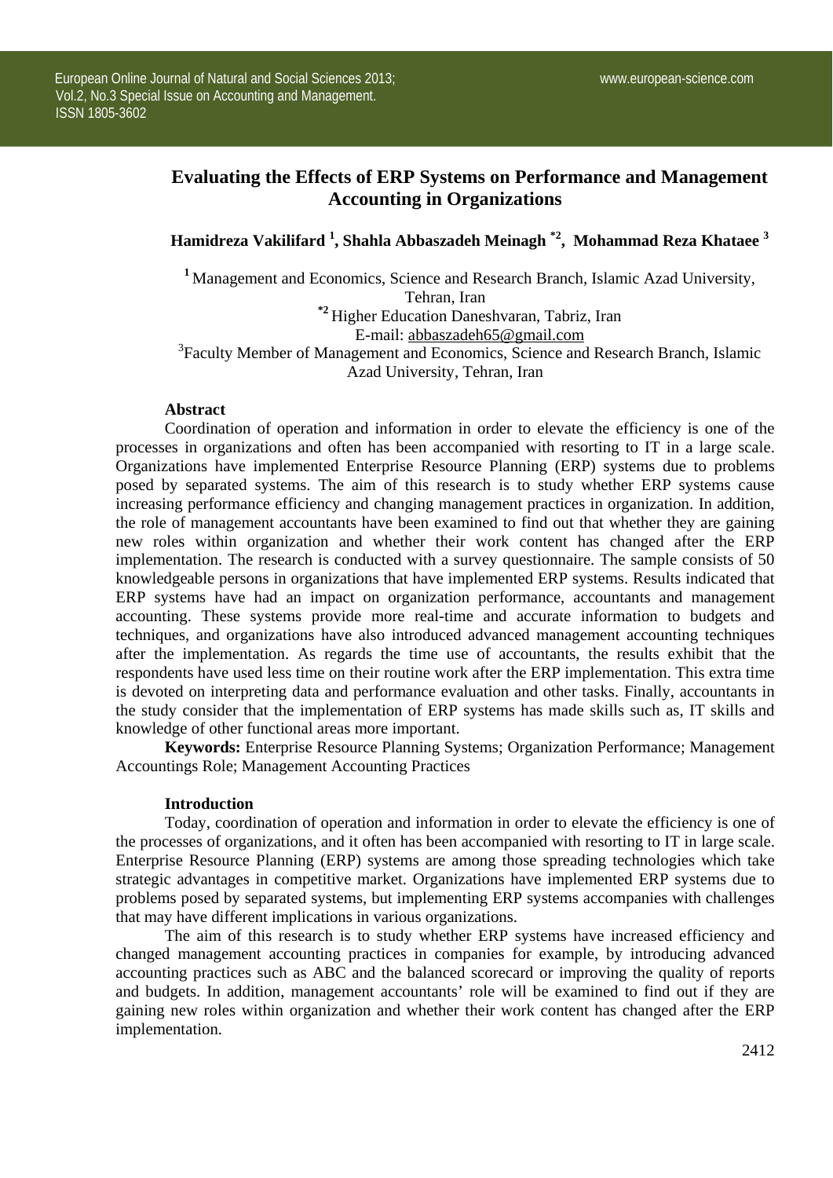# Evaluating the Effects of ERP Systems on Performance and Management Accounting in Organizations

**Hamidreza Vakilifard [1], Shahla Abbaszadeh Meinagh [*2], Mohammad Reza Khataee [3]**

[1] Management and Economics, Science and Research Branch, Islamic Azad University, Tehran, Iran

[*2] Higher Education Daneshvaran, Tabriz, Iran

E-mail: abbaszadeh65@gmail.com

[3] Faculty Member of Management and Economics, Science and Research Branch, Islamic Azad University, Tehran, Iran

## Abstract

Coordination of operation and information in order to elevate the efficiency is one of the processes in organizations and often has been accompanied with resorting to IT in a large scale. Organizations have implemented Enterprise Resource Planning (ERP) systems due to problems posed by separated systems. The aim of this research is to study whether ERP systems cause increasing performance efficiency and changing management practices in organization. In addition, the role of management accountants have been examined to find out that whether they are gaining new roles within organization and whether their work content has changed after the ERP implementation. The research is conducted with a survey questionnaire. The sample consists of 50 knowledgeable persons in organizations that have implemented ERP systems. Results indicated that ERP systems have had an impact on organization performance, accountants and management accounting. These systems provide more real-time and accurate information to budgets and techniques, and organizations have also introduced advanced management accounting techniques after the implementation. As regards the time use of accountants, the results exhibit that the respondents have used less time on their routine work after the ERP implementation. This extra time is devoted on interpreting data and performance evaluation and other tasks. Finally, accountants in the study consider that the implementation of ERP systems has made skills such as, IT skills and knowledge of other functional areas more important.

**Keywords:** Enterprise Resource Planning Systems; Organization Performance; Management Accountings Role; Management Accounting Practices

## Introduction

Today, coordination of operation and information in order to elevate the efficiency is one of the processes of organizations, and it often has been accompanied with resorting to IT in large scale. Enterprise Resource Planning (ERP) systems are among those spreading technologies which take strategic advantages in competitive market. Organizations have implemented ERP systems due to problems posed by separated systems, but implementing ERP systems accompanies with challenges that may have different implications in various organizations.

The aim of this research is to study whether ERP systems have increased efficiency and changed management accounting practices in companies for example, by introducing advanced accounting practices such as ABC and the balanced scorecard or improving the quality of reports and budgets. In addition, management accountants' role will be examined to find out if they are gaining new roles within organization and whether their work content has changed after the ERP implementation.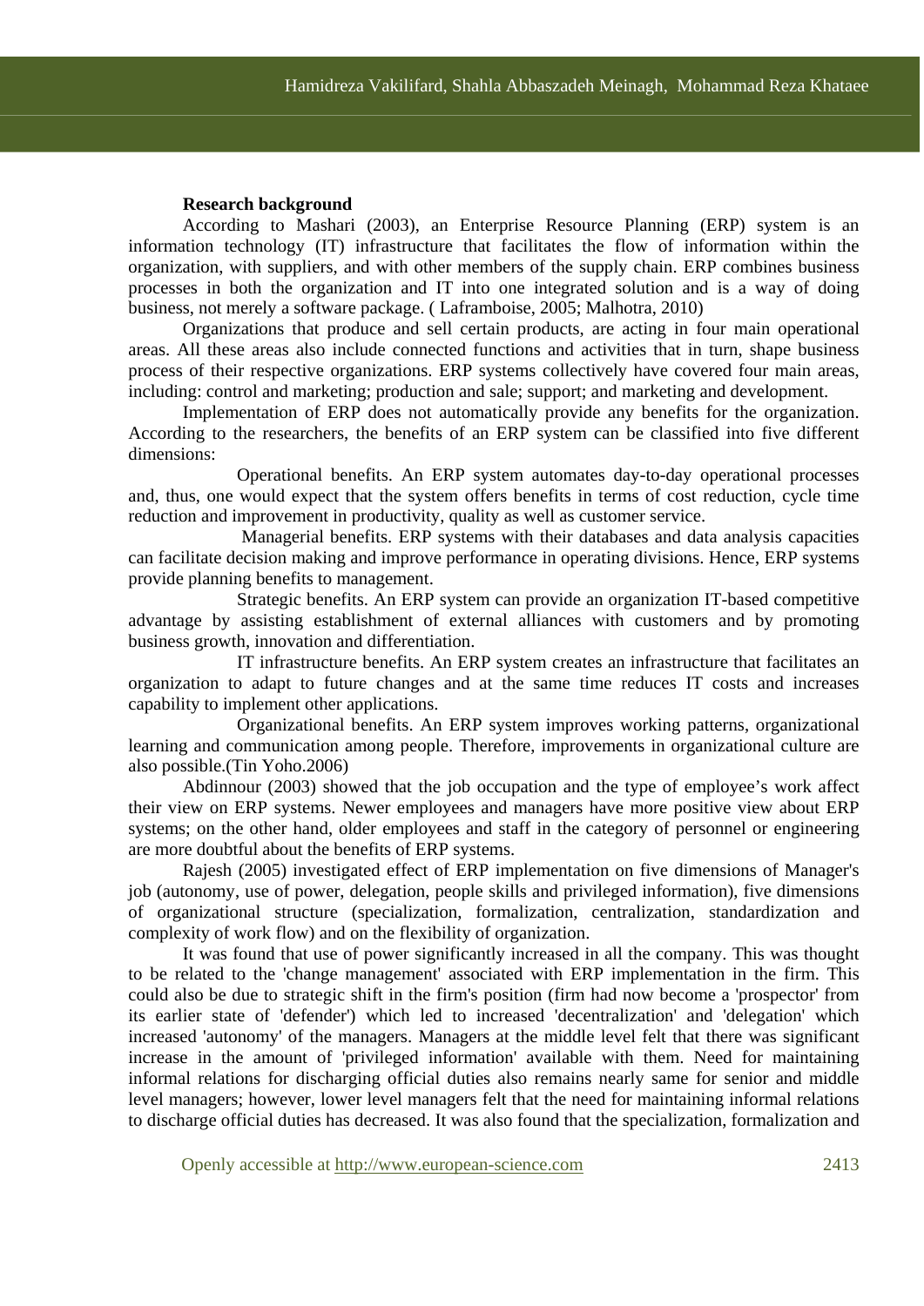**Research background**

According to Mashari (2003), an Enterprise Resource Planning (ERP) system is an information technology (IT) infrastructure that facilitates the flow of information within the organization, with suppliers, and with other members of the supply chain. ERP combines business processes in both the organization and IT into one integrated solution and is a way of doing business, not merely a software package. ( Laframboise, 2005; Malhotra, 2010)

Organizations that produce and sell certain products, are acting in four main operational areas. All these areas also include connected functions and activities that in turn, shape business process of their respective organizations. ERP systems collectively have covered four main areas, including: control and marketing; production and sale; support; and marketing and development.

Implementation of ERP does not automatically provide any benefits for the organization. According to the researchers, the benefits of an ERP system can be classified into five different dimensions:

Operational benefits. An ERP system automates day-to-day operational processes and, thus, one would expect that the system offers benefits in terms of cost reduction, cycle time reduction and improvement in productivity, quality as well as customer service.

Managerial benefits. ERP systems with their databases and data analysis capacities can facilitate decision making and improve performance in operating divisions. Hence, ERP systems provide planning benefits to management.

Strategic benefits. An ERP system can provide an organization IT-based competitive advantage by assisting establishment of external alliances with customers and by promoting business growth, innovation and differentiation.

IT infrastructure benefits. An ERP system creates an infrastructure that facilitates an organization to adapt to future changes and at the same time reduces IT costs and increases capability to implement other applications.

Organizational benefits. An ERP system improves working patterns, organizational learning and communication among people. Therefore, improvements in organizational culture are also possible.(Tin Yoho.2006)

Abdinnour (2003) showed that the job occupation and the type of employee's work affect their view on ERP systems. Newer employees and managers have more positive view about ERP systems; on the other hand, older employees and staff in the category of personnel or engineering are more doubtful about the benefits of ERP systems.

Rajesh (2005) investigated effect of ERP implementation on five dimensions of Manager's job (autonomy, use of power, delegation, people skills and privileged information), five dimensions of organizational structure (specialization, formalization, centralization, standardization and complexity of work flow) and on the flexibility of organization.

It was found that use of power significantly increased in all the company. This was thought to be related to the 'change management' associated with ERP implementation in the firm. This could also be due to strategic shift in the firm's position (firm had now become a 'prospector' from its earlier state of 'defender') which led to increased 'decentralization' and 'delegation' which increased 'autonomy' of the managers. Managers at the middle level felt that there was significant increase in the amount of 'privileged information' available with them. Need for maintaining informal relations for discharging official duties also remains nearly same for senior and middle level managers; however, lower level managers felt that the need for maintaining informal relations to discharge official duties has decreased. It was also found that the specialization, formalization and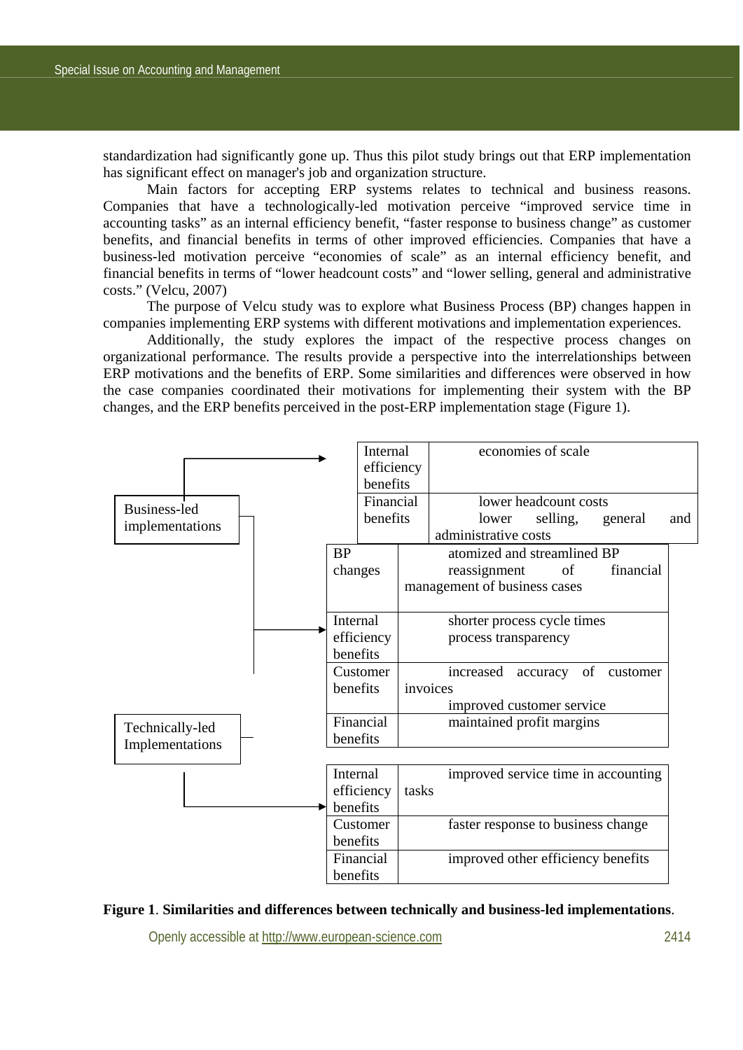standardization had significantly gone up. Thus this pilot study brings out that ERP implementation has significant effect on manager's job and organization structure.

Main factors for accepting ERP systems relates to technical and business reasons. Companies that have a technologically-led motivation perceive "improved service time in accounting tasks" as an internal efficiency benefit, "faster response to business change" as customer benefits, and financial benefits in terms of other improved efficiencies. Companies that have a business-led motivation perceive "economies of scale" as an internal efficiency benefit, and financial benefits in terms of "lower headcount costs" and "lower selling, general and administrative costs." (Velcu, 2007)

The purpose of Velcu study was to explore what Business Process (BP) changes happen in companies implementing ERP systems with different motivations and implementation experiences.

Additionally, the study explores the impact of the respective process changes on organizational performance. The results provide a perspective into the interrelationships between ERP motivations and the benefits of ERP. Some similarities and differences were observed in how the case companies coordinated their motivations for implementing their system with the BP changes, and the ERP benefits perceived in the post-ERP implementation stage (Figure 1).

**Business-led implementations:**

| | |
|---|---|
| Internal efficiency benefits | economies of scale |
| Financial benefits | lower headcount costs<br>lower selling, general and administrative costs |

**Business-led and Technically-led Implementations:**

| | |
|---|---|
| BP changes | atomized and streamlined BP<br>reassignment of financial management of business cases |
| Internal efficiency benefits | shorter process cycle times<br>process transparency |
| Customer benefits | increased accuracy of customer invoices<br>improved customer service |
| Financial benefits | maintained profit margins |

**Technically-led Implementations:**

| | |
|---|---|
| Internal efficiency benefits | improved service time in accounting tasks |
| Customer benefits | faster response to business change |
| Financial benefits | improved other efficiency benefits |

**Figure 1**. **Similarities and differences between technically and business-led implementations**.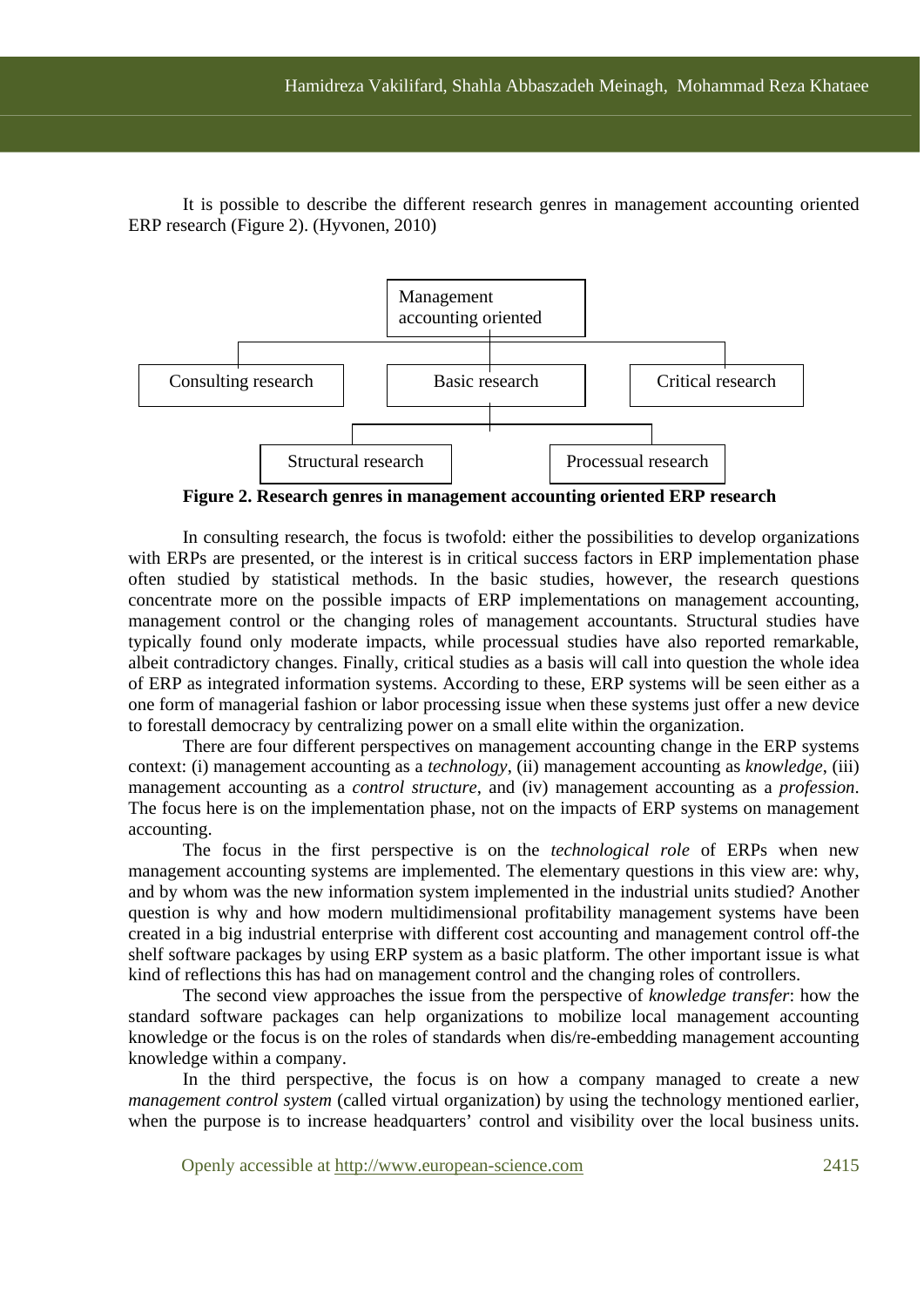It is possible to describe the different research genres in management accounting oriented ERP research (Figure 2). (Hyvonen, 2010)

**Figure 2. Research genres in management accounting oriented ERP research**

In consulting research, the focus is twofold: either the possibilities to develop organizations with ERPs are presented, or the interest is in critical success factors in ERP implementation phase often studied by statistical methods. In the basic studies, however, the research questions concentrate more on the possible impacts of ERP implementations on management accounting, management control or the changing roles of management accountants. Structural studies have typically found only moderate impacts, while processual studies have also reported remarkable, albeit contradictory changes. Finally, critical studies as a basis will call into question the whole idea of ERP as integrated information systems. According to these, ERP systems will be seen either as a one form of managerial fashion or labor processing issue when these systems just offer a new device to forestall democracy by centralizing power on a small elite within the organization.

There are four different perspectives on management accounting change in the ERP systems context: (i) management accounting as a *technology*, (ii) management accounting as *knowledge*, (iii) management accounting as a *control structure*, and (iv) management accounting as a *profession*. The focus here is on the implementation phase, not on the impacts of ERP systems on management accounting.

The focus in the first perspective is on the *technological role* of ERPs when new management accounting systems are implemented. The elementary questions in this view are: why, and by whom was the new information system implemented in the industrial units studied? Another question is why and how modern multidimensional profitability management systems have been created in a big industrial enterprise with different cost accounting and management control off-the shelf software packages by using ERP system as a basic platform. The other important issue is what kind of reflections this has had on management control and the changing roles of controllers.

The second view approaches the issue from the perspective of *knowledge transfer*: how the standard software packages can help organizations to mobilize local management accounting knowledge or the focus is on the roles of standards when dis/re-embedding management accounting knowledge within a company.

In the third perspective, the focus is on how a company managed to create a new *management control system* (called virtual organization) by using the technology mentioned earlier, when the purpose is to increase headquarters' control and visibility over the local business units.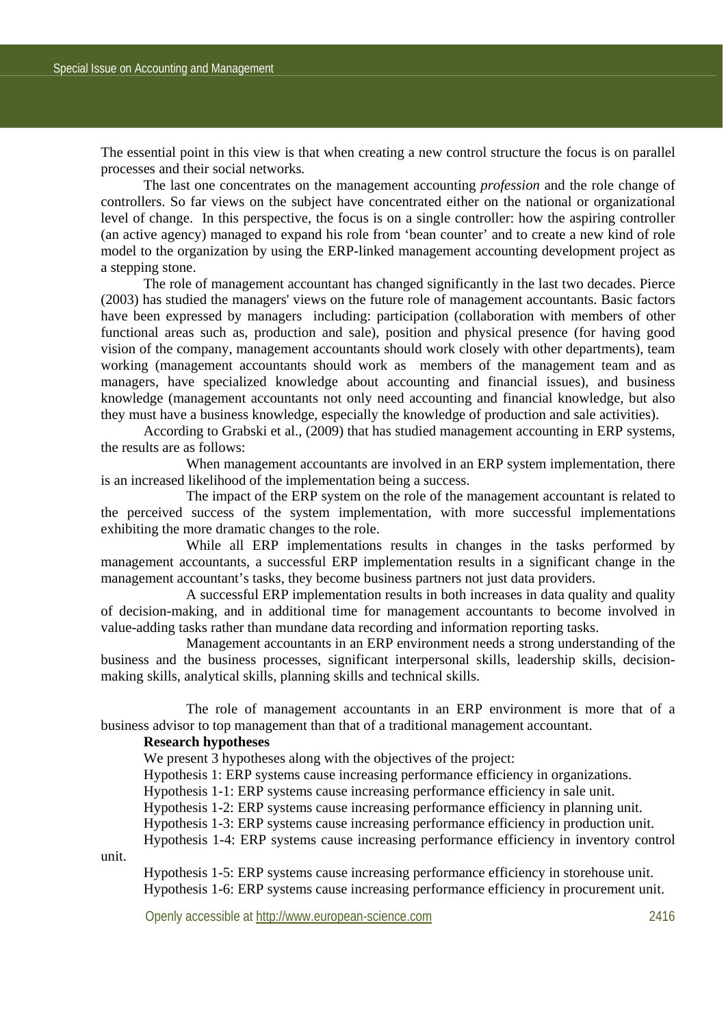The essential point in this view is that when creating a new control structure the focus is on parallel processes and their social networks.

The last one concentrates on the management accounting *profession* and the role change of controllers. So far views on the subject have concentrated either on the national or organizational level of change. In this perspective, the focus is on a single controller: how the aspiring controller (an active agency) managed to expand his role from 'bean counter' and to create a new kind of role model to the organization by using the ERP-linked management accounting development project as a stepping stone.

The role of management accountant has changed significantly in the last two decades. Pierce (2003) has studied the managers' views on the future role of management accountants. Basic factors have been expressed by managers including: participation (collaboration with members of other functional areas such as, production and sale), position and physical presence (for having good vision of the company, management accountants should work closely with other departments), team working (management accountants should work as members of the management team and as managers, have specialized knowledge about accounting and financial issues), and business knowledge (management accountants not only need accounting and financial knowledge, but also they must have a business knowledge, especially the knowledge of production and sale activities).

According to Grabski et al., (2009) that has studied management accounting in ERP systems, the results are as follows:

When management accountants are involved in an ERP system implementation, there is an increased likelihood of the implementation being a success.

The impact of the ERP system on the role of the management accountant is related to the perceived success of the system implementation, with more successful implementations exhibiting the more dramatic changes to the role.

While all ERP implementations results in changes in the tasks performed by management accountants, a successful ERP implementation results in a significant change in the management accountant's tasks, they become business partners not just data providers.

A successful ERP implementation results in both increases in data quality and quality of decision-making, and in additional time for management accountants to become involved in value-adding tasks rather than mundane data recording and information reporting tasks.

Management accountants in an ERP environment needs a strong understanding of the business and the business processes, significant interpersonal skills, leadership skills, decision-making skills, analytical skills, planning skills and technical skills.

The role of management accountants in an ERP environment is more that of a business advisor to top management than that of a traditional management accountant.

**Research hypotheses**

We present 3 hypotheses along with the objectives of the project:

Hypothesis 1: ERP systems cause increasing performance efficiency in organizations.

Hypothesis 1-1: ERP systems cause increasing performance efficiency in sale unit.

Hypothesis 1-2: ERP systems cause increasing performance efficiency in planning unit.

Hypothesis 1-3: ERP systems cause increasing performance efficiency in production unit.

Hypothesis 1-4: ERP systems cause increasing performance efficiency in inventory control unit.

Hypothesis 1-5: ERP systems cause increasing performance efficiency in storehouse unit.

Hypothesis 1-6: ERP systems cause increasing performance efficiency in procurement unit.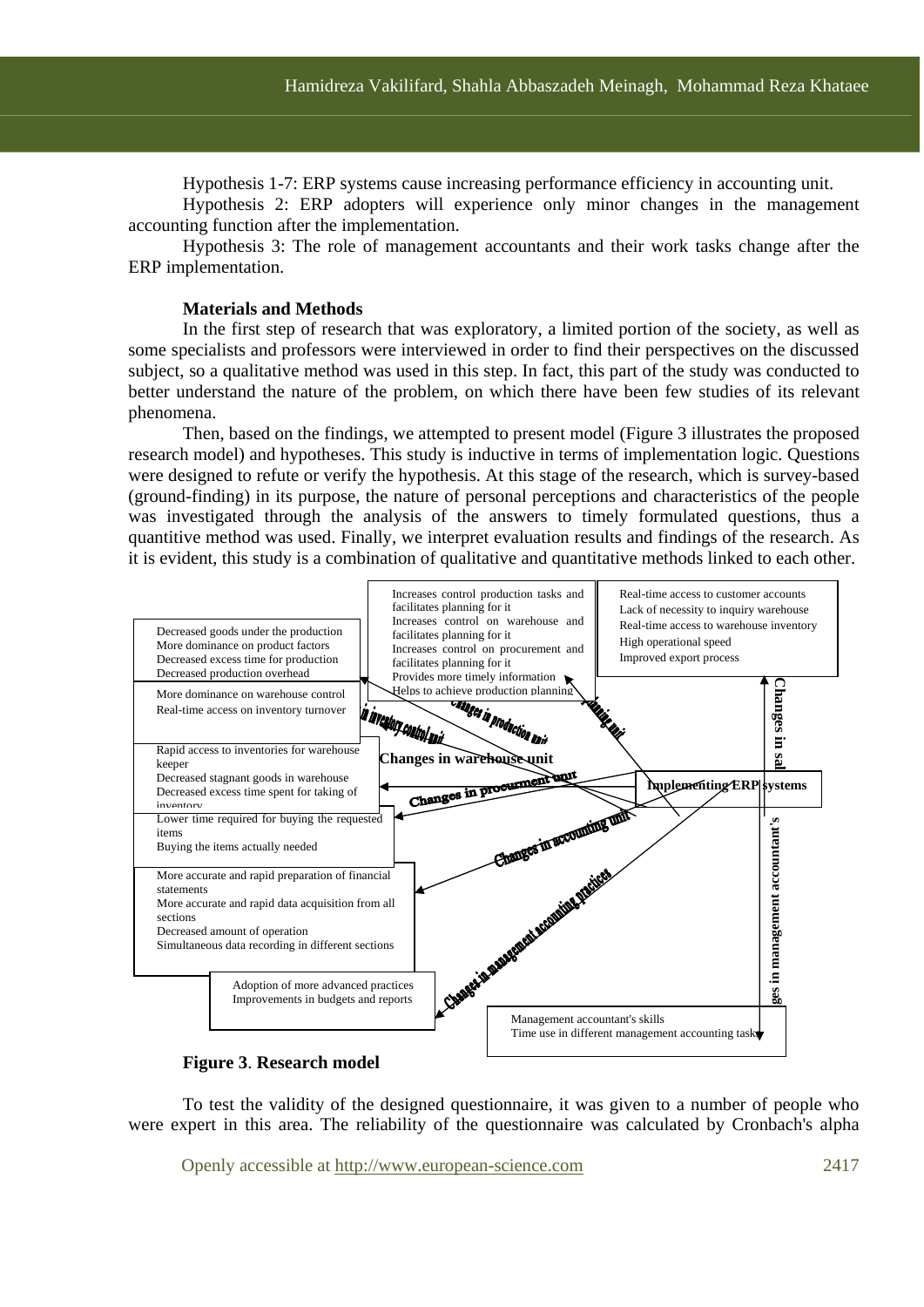Hypothesis 1-7: ERP systems cause increasing performance efficiency in accounting unit.

Hypothesis 2: ERP adopters will experience only minor changes in the management accounting function after the implementation.

Hypothesis 3: The role of management accountants and their work tasks change after the ERP implementation.

**Materials and Methods**

In the first step of research that was exploratory, a limited portion of the society, as well as some specialists and professors were interviewed in order to find their perspectives on the discussed subject, so a qualitative method was used in this step. In fact, this part of the study was conducted to better understand the nature of the problem, on which there have been few studies of its relevant phenomena.

Then, based on the findings, we attempted to present model (Figure 3 illustrates the proposed research model) and hypotheses. This study is inductive in terms of implementation logic. Questions were designed to refute or verify the hypothesis. At this stage of the research, which is survey-based (ground-finding) in its purpose, the nature of personal perceptions and characteristics of the people was investigated through the analysis of the answers to timely formulated questions, thus a quantitive method was used. Finally, we interpret evaluation results and findings of the research. As it is evident, this study is a combination of qualitative and quantitative methods linked to each other.

Decreased goods under the production
More dominance on product factors
Decreased excess time for production
Decreased production overhead

Increases control production tasks and facilitates planning for it
Increases control on warehouse and facilitates planning for it
Increases control on procurement and facilitates planning for it
Provides more timely information
Helps to achieve production planning

Real-time access to customer accounts
Lack of necessity to inquiry warehouse
Real-time access to warehouse inventory
High operational speed
Improved export process

More dominance on warehouse control
Real-time access on inventory turnover

Changes in inventory control unit

Changes in production unit

Changes in planning unit

Changes in sales unit

Rapid access to inventories for warehouse keeper
Decreased stagnant goods in warehouse
Decreased excess time spent for taking of inventory

Changes in warehouse unit

Changes in procurement unit

Implementing ERP systems

Lower time required for buying the requested items
Buying the items actually needed

Changes in accounting unit

More accurate and rapid preparation of financial statements
More accurate and rapid data acquisition from all sections
Decreased amount of operation
Simultaneous data recording in different sections

Changes in management accounting practices

Changes in management accountant's

Adoption of more advanced practices
Improvements in budgets and reports

Management accountant's skills
Time use in different management accounting tasks

**Figure 3**. **Research model**

To test the validity of the designed questionnaire, it was given to a number of people who were expert in this area. The reliability of the questionnaire was calculated by Cronbach's alpha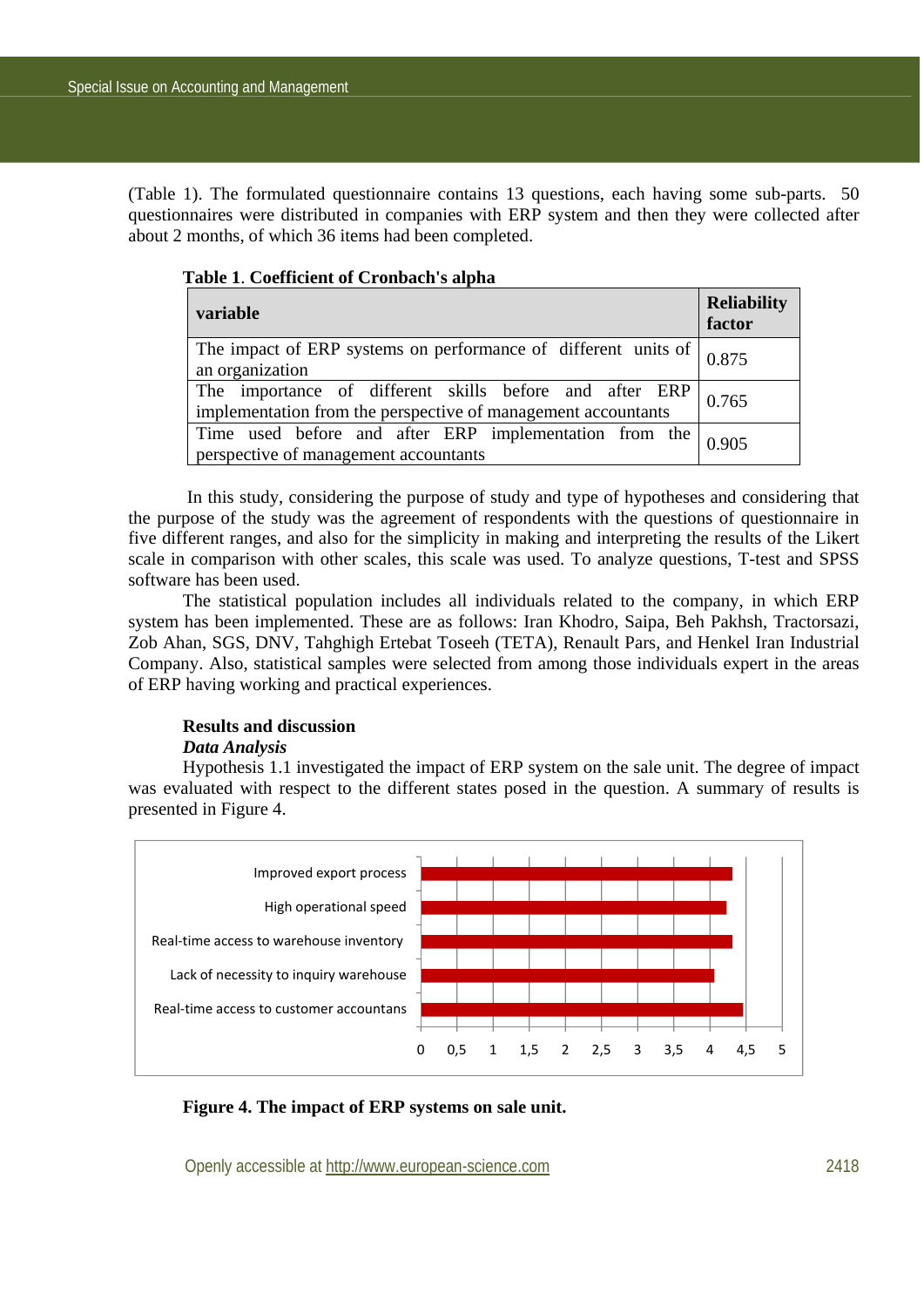(Table 1). The formulated questionnaire contains 13 questions, each having some sub-parts. 50 questionnaires were distributed in companies with ERP system and then they were collected after about 2 months, of which 36 items had been completed.

**Table 1**. **Coefficient of Cronbach's alpha**

| variable | Reliability factor |
|---|---|
| The impact of ERP systems on performance of different units of an organization | 0.875 |
| The importance of different skills before and after ERP implementation from the perspective of management accountants | 0.765 |
| Time used before and after ERP implementation from the perspective of management accountants | 0.905 |

In this study, considering the purpose of study and type of hypotheses and considering that the purpose of the study was the agreement of respondents with the questions of questionnaire in five different ranges, and also for the simplicity in making and interpreting the results of the Likert scale in comparison with other scales, this scale was used. To analyze questions, T-test and SPSS software has been used.

The statistical population includes all individuals related to the company, in which ERP system has been implemented. These are as follows: Iran Khodro, Saipa, Beh Pakhsh, Tractorsazi, Zob Ahan, SGS, DNV, Tahghigh Ertebat Toseeh (TETA), Renault Pars, and Henkel Iran Industrial Company. Also, statistical samples were selected from among those individuals expert in the areas of ERP having working and practical experiences.

## Results and discussion

### *Data Analysis*

Hypothesis 1.1 investigated the impact of ERP system on the sale unit. The degree of impact was evaluated with respect to the different states posed in the question. A summary of results is presented in Figure 4.

Improved export process
High operational speed
Real-time access to warehouse inventory
Lack of necessity to inquiry warehouse
Real-time access to customer accountans

0 0,5 1 1,5 2 2,5 3 3,5 4 4,5 5

**Figure 4. The impact of ERP systems on sale unit.**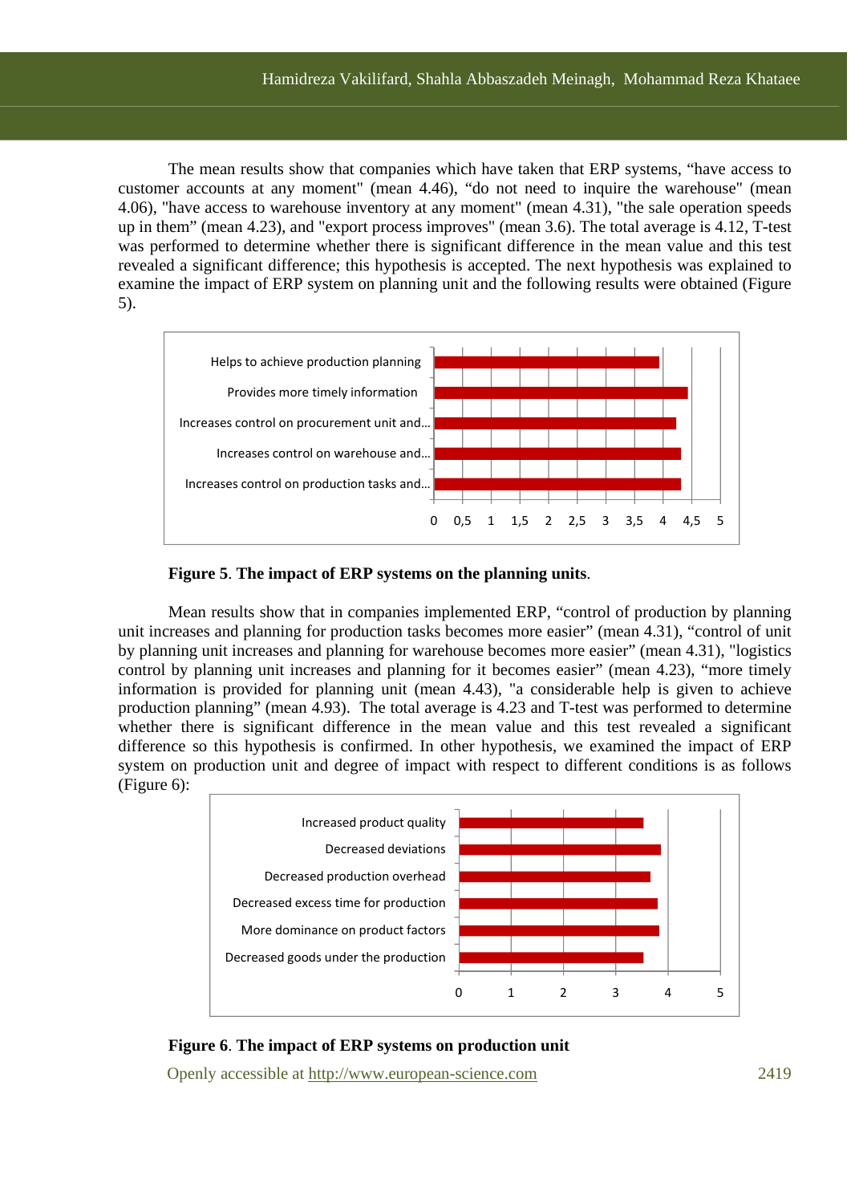The mean results show that companies which have taken that ERP systems, "have access to customer accounts at any moment" (mean 4.46), "do not need to inquire the warehouse" (mean 4.06), "have access to warehouse inventory at any moment" (mean 4.31), "the sale operation speeds up in them" (mean 4.23), and "export process improves" (mean 3.6). The total average is 4.12, T-test was performed to determine whether there is significant difference in the mean value and this test revealed a significant difference; this hypothesis is accepted. The next hypothesis was explained to examine the impact of ERP system on planning unit and the following results were obtained (Figure 5).

**Figure 5**. **The impact of ERP systems on the planning units**.

Mean results show that in companies implemented ERP, "control of production by planning unit increases and planning for production tasks becomes more easier" (mean 4.31), "control of unit by planning unit increases and planning for warehouse becomes more easier" (mean 4.31), "logistics control by planning unit increases and planning for it becomes easier" (mean 4.23), "more timely information is provided for planning unit (mean 4.43), "a considerable help is given to achieve production planning" (mean 4.93). The total average is 4.23 and T-test was performed to determine whether there is significant difference in the mean value and this test revealed a significant difference so this hypothesis is confirmed. In other hypothesis, we examined the impact of ERP system on production unit and degree of impact with respect to different conditions is as follows (Figure 6):

**Figure 6**. **The impact of ERP systems on production unit**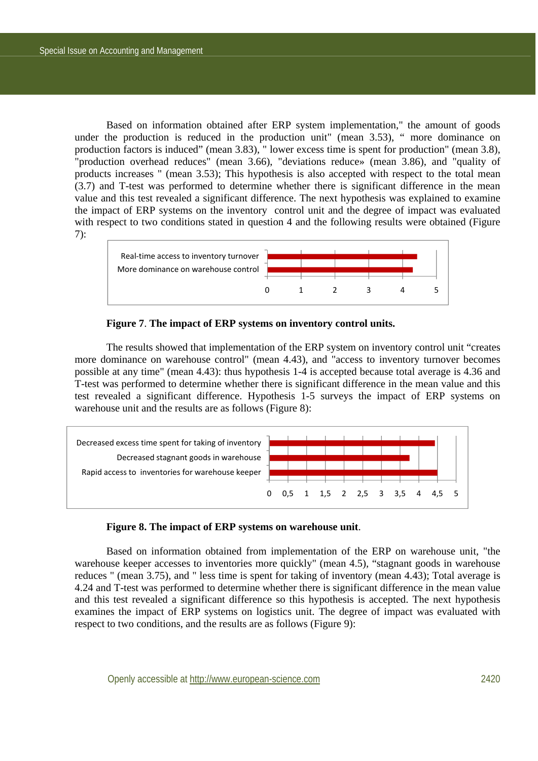Based on information obtained after ERP system implementation," the amount of goods under the production is reduced in the production unit" (mean 3.53), " more dominance on production factors is induced" (mean 3.83), " lower excess time is spent for production" (mean 3.8), "production overhead reduces" (mean 3.66), "deviations reduce» (mean 3.86), and "quality of products increases " (mean 3.53); This hypothesis is also accepted with respect to the total mean (3.7) and T-test was performed to determine whether there is significant difference in the mean value and this test revealed a significant difference. The next hypothesis was explained to examine the impact of ERP systems on the inventory control unit and the degree of impact was evaluated with respect to two conditions stated in question 4 and the following results were obtained (Figure 7):

**Figure 7**. **The impact of ERP systems on inventory control units.**

The results showed that implementation of the ERP system on inventory control unit "creates more dominance on warehouse control" (mean 4.43), and "access to inventory turnover becomes possible at any time" (mean 4.43): thus hypothesis 1-4 is accepted because total average is 4.36 and T-test was performed to determine whether there is significant difference in the mean value and this test revealed a significant difference. Hypothesis 1-5 surveys the impact of ERP systems on warehouse unit and the results are as follows (Figure 8):

**Figure 8. The impact of ERP systems on warehouse unit**.

Based on information obtained from implementation of the ERP on warehouse unit, "the warehouse keeper accesses to inventories more quickly" (mean 4.5), "stagnant goods in warehouse reduces " (mean 3.75), and " less time is spent for taking of inventory (mean 4.43); Total average is 4.24 and T-test was performed to determine whether there is significant difference in the mean value and this test revealed a significant difference so this hypothesis is accepted. The next hypothesis examines the impact of ERP systems on logistics unit. The degree of impact was evaluated with respect to two conditions, and the results are as follows (Figure 9):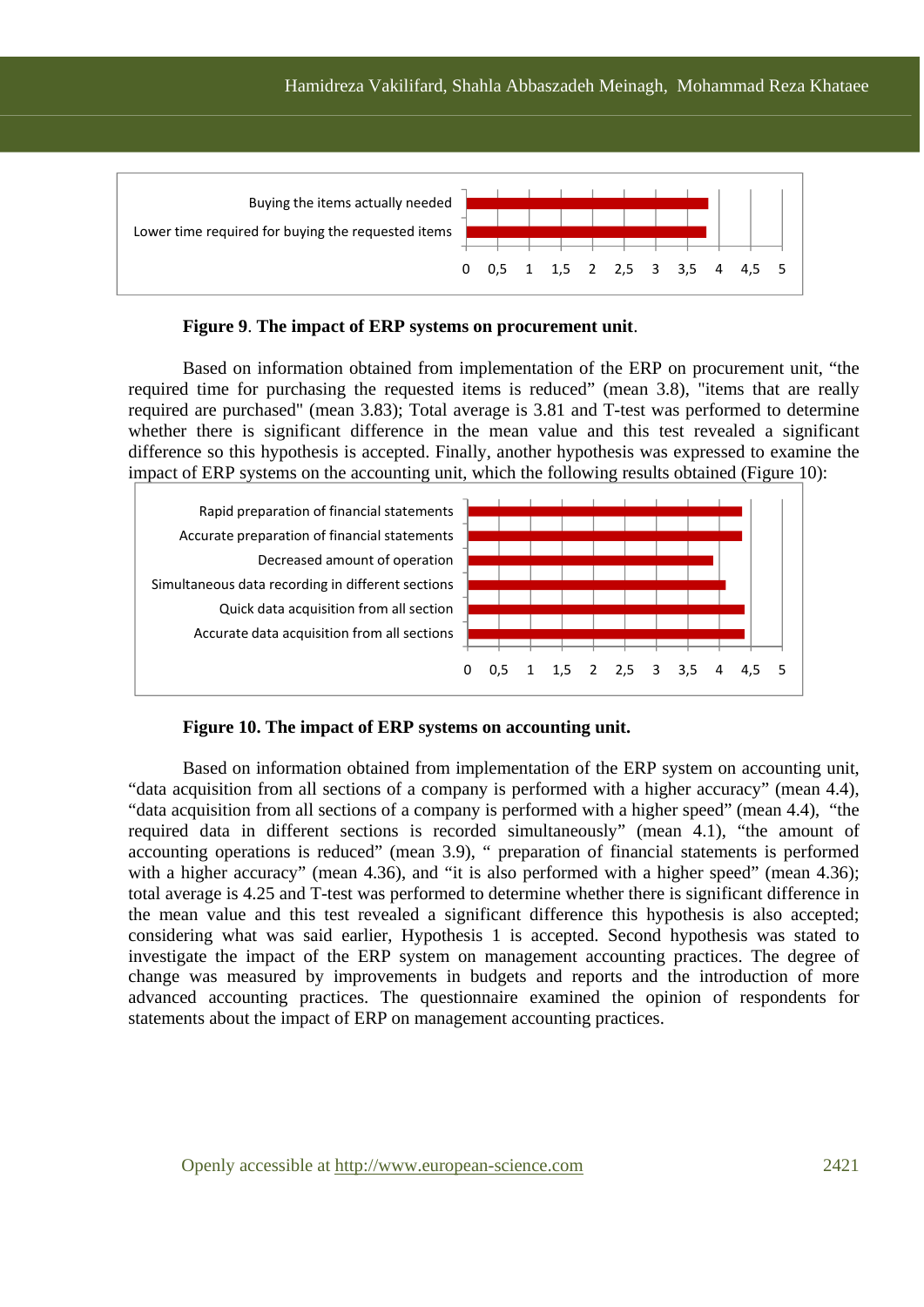**Figure 9**. **The impact of ERP systems on procurement unit**.

Based on information obtained from implementation of the ERP on procurement unit, "the required time for purchasing the requested items is reduced" (mean 3.8), "items that are really required are purchased" (mean 3.83); Total average is 3.81 and T-test was performed to determine whether there is significant difference in the mean value and this test revealed a significant difference so this hypothesis is accepted. Finally, another hypothesis was expressed to examine the impact of ERP systems on the accounting unit, which the following results obtained (Figure 10):

**Figure 10. The impact of ERP systems on accounting unit.**

Based on information obtained from implementation of the ERP system on accounting unit, "data acquisition from all sections of a company is performed with a higher accuracy" (mean 4.4), "data acquisition from all sections of a company is performed with a higher speed" (mean 4.4), "the required data in different sections is recorded simultaneously" (mean 4.1), "the amount of accounting operations is reduced" (mean 3.9), " preparation of financial statements is performed with a higher accuracy" (mean 4.36), and "it is also performed with a higher speed" (mean 4.36); total average is 4.25 and T-test was performed to determine whether there is significant difference in the mean value and this test revealed a significant difference this hypothesis is also accepted; considering what was said earlier, Hypothesis 1 is accepted. Second hypothesis was stated to investigate the impact of the ERP system on management accounting practices. The degree of change was measured by improvements in budgets and reports and the introduction of more advanced accounting practices. The questionnaire examined the opinion of respondents for statements about the impact of ERP on management accounting practices.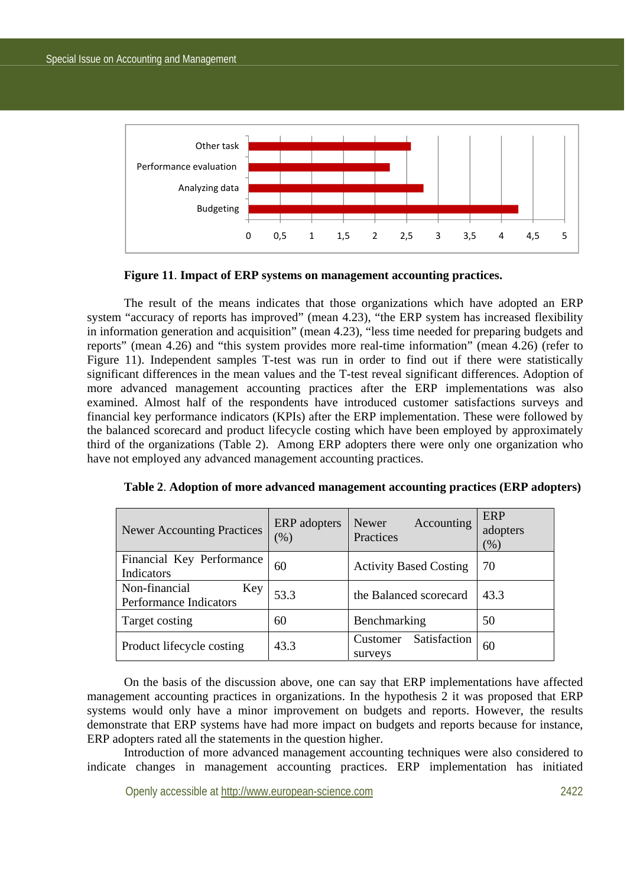**Figure 11**. **Impact of ERP systems on management accounting practices.**

The result of the means indicates that those organizations which have adopted an ERP system "accuracy of reports has improved" (mean 4.23), "the ERP system has increased flexibility in information generation and acquisition" (mean 4.23), "less time needed for preparing budgets and reports" (mean 4.26) and "this system provides more real-time information" (mean 4.26) (refer to Figure 11). Independent samples T-test was run in order to find out if there were statistically significant differences in the mean values and the T-test reveal significant differences. Adoption of more advanced management accounting practices after the ERP implementations was also examined. Almost half of the respondents have introduced customer satisfactions surveys and financial key performance indicators (KPIs) after the ERP implementation. These were followed by the balanced scorecard and product lifecycle costing which have been employed by approximately third of the organizations (Table 2). Among ERP adopters there were only one organization who have not employed any advanced management accounting practices.

**Table 2**. **Adoption of more advanced management accounting practices (ERP adopters)**

| Newer Accounting Practices | ERP adopters (%) | Newer Accounting Practices | ERP adopters (%) |
|---|---|---|---|
| Financial Key Performance Indicators | 60 | Activity Based Costing | 70 |
| Non-financial Key Performance Indicators | 53.3 | the Balanced scorecard | 43.3 |
| Target costing | 60 | Benchmarking | 50 |
| Product lifecycle costing | 43.3 | Customer Satisfaction surveys | 60 |

On the basis of the discussion above, one can say that ERP implementations have affected management accounting practices in organizations. In the hypothesis 2 it was proposed that ERP systems would only have a minor improvement on budgets and reports. However, the results demonstrate that ERP systems have had more impact on budgets and reports because for instance, ERP adopters rated all the statements in the question higher.

Introduction of more advanced management accounting techniques were also considered to indicate changes in management accounting practices. ERP implementation has initiated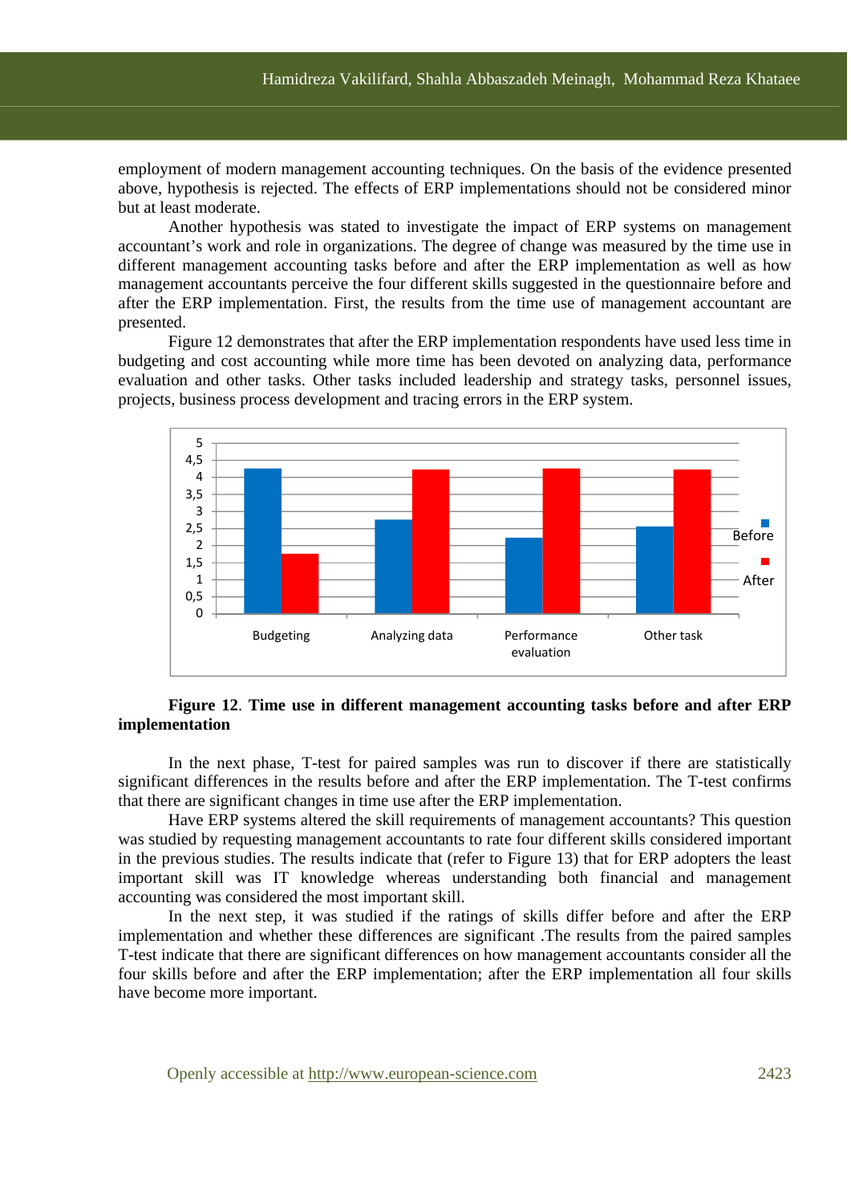employment of modern management accounting techniques. On the basis of the evidence presented above, hypothesis is rejected. The effects of ERP implementations should not be considered minor but at least moderate.

Another hypothesis was stated to investigate the impact of ERP systems on management accountant's work and role in organizations. The degree of change was measured by the time use in different management accounting tasks before and after the ERP implementation as well as how management accountants perceive the four different skills suggested in the questionnaire before and after the ERP implementation. First, the results from the time use of management accountant are presented.

Figure 12 demonstrates that after the ERP implementation respondents have used less time in budgeting and cost accounting while more time has been devoted on analyzing data, performance evaluation and other tasks. Other tasks included leadership and strategy tasks, personnel issues, projects, business process development and tracing errors in the ERP system.

**Figure 12**. **Time use in different management accounting tasks before and after ERP implementation**

In the next phase, T-test for paired samples was run to discover if there are statistically significant differences in the results before and after the ERP implementation. The T-test confirms that there are significant changes in time use after the ERP implementation.

Have ERP systems altered the skill requirements of management accountants? This question was studied by requesting management accountants to rate four different skills considered important in the previous studies. The results indicate that (refer to Figure 13) that for ERP adopters the least important skill was IT knowledge whereas understanding both financial and management accounting was considered the most important skill.

In the next step, it was studied if the ratings of skills differ before and after the ERP implementation and whether these differences are significant .The results from the paired samples T-test indicate that there are significant differences on how management accountants consider all the four skills before and after the ERP implementation; after the ERP implementation all four skills have become more important.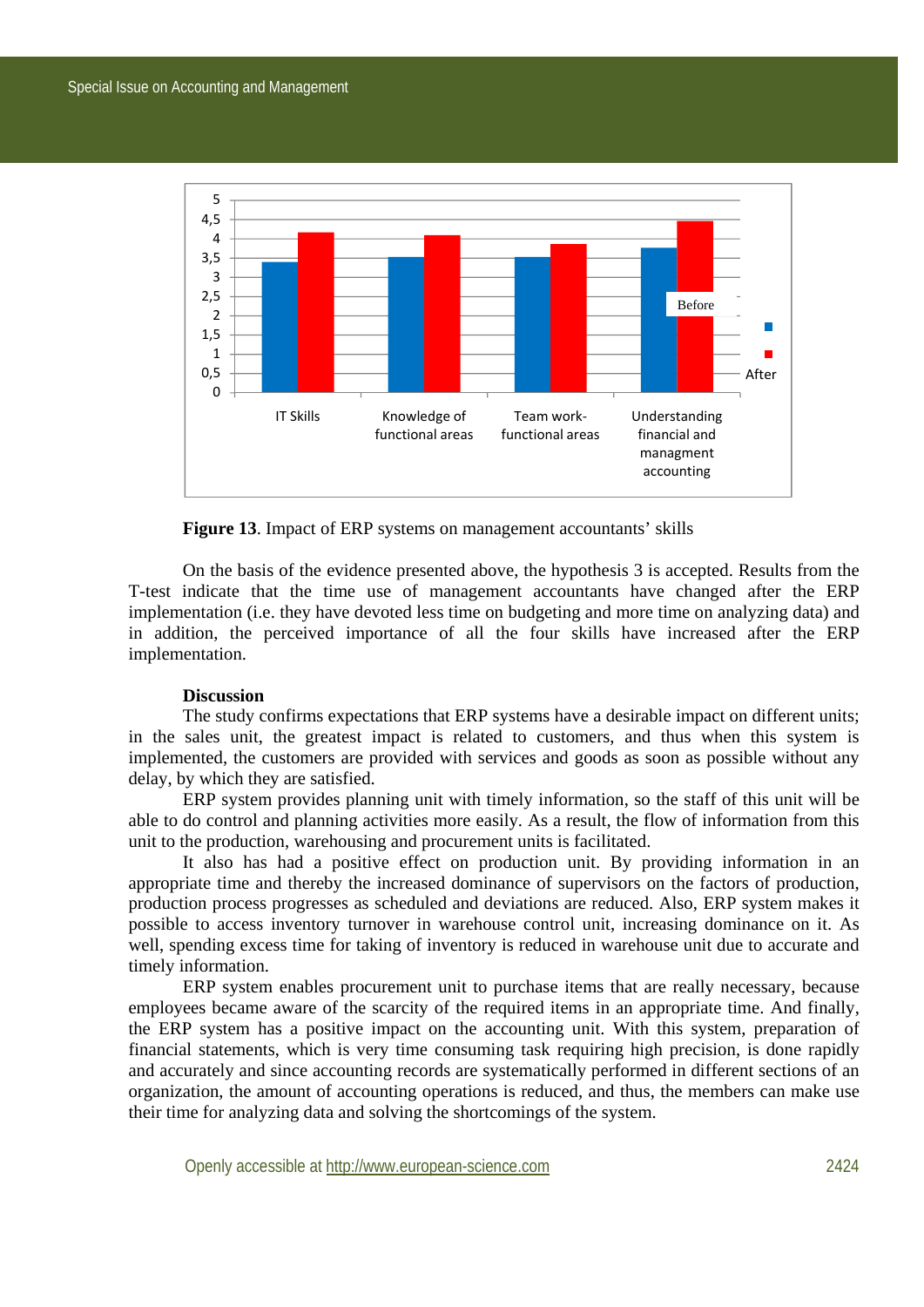**Figure 13**. Impact of ERP systems on management accountants' skills

On the basis of the evidence presented above, the hypothesis 3 is accepted. Results from the T-test indicate that the time use of management accountants have changed after the ERP implementation (i.e. they have devoted less time on budgeting and more time on analyzing data) and in addition, the perceived importance of all the four skills have increased after the ERP implementation.

**Discussion**

The study confirms expectations that ERP systems have a desirable impact on different units; in the sales unit, the greatest impact is related to customers, and thus when this system is implemented, the customers are provided with services and goods as soon as possible without any delay, by which they are satisfied.

ERP system provides planning unit with timely information, so the staff of this unit will be able to do control and planning activities more easily. As a result, the flow of information from this unit to the production, warehousing and procurement units is facilitated.

It also has had a positive effect on production unit. By providing information in an appropriate time and thereby the increased dominance of supervisors on the factors of production, production process progresses as scheduled and deviations are reduced. Also, ERP system makes it possible to access inventory turnover in warehouse control unit, increasing dominance on it. As well, spending excess time for taking of inventory is reduced in warehouse unit due to accurate and timely information.

ERP system enables procurement unit to purchase items that are really necessary, because employees became aware of the scarcity of the required items in an appropriate time. And finally, the ERP system has a positive impact on the accounting unit. With this system, preparation of financial statements, which is very time consuming task requiring high precision, is done rapidly and accurately and since accounting records are systematically performed in different sections of an organization, the amount of accounting operations is reduced, and thus, the members can make use their time for analyzing data and solving the shortcomings of the system.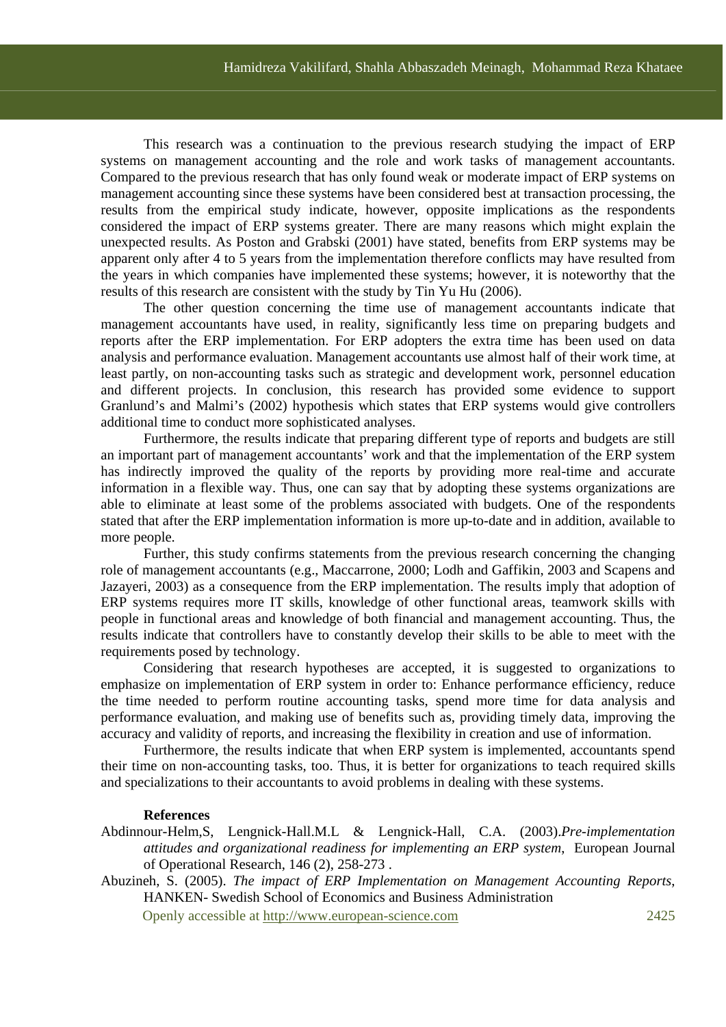This research was a continuation to the previous research studying the impact of ERP systems on management accounting and the role and work tasks of management accountants. Compared to the previous research that has only found weak or moderate impact of ERP systems on management accounting since these systems have been considered best at transaction processing, the results from the empirical study indicate, however, opposite implications as the respondents considered the impact of ERP systems greater. There are many reasons which might explain the unexpected results. As Poston and Grabski (2001) have stated, benefits from ERP systems may be apparent only after 4 to 5 years from the implementation therefore conflicts may have resulted from the years in which companies have implemented these systems; however, it is noteworthy that the results of this research are consistent with the study by Tin Yu Hu (2006).

The other question concerning the time use of management accountants indicate that management accountants have used, in reality, significantly less time on preparing budgets and reports after the ERP implementation. For ERP adopters the extra time has been used on data analysis and performance evaluation. Management accountants use almost half of their work time, at least partly, on non-accounting tasks such as strategic and development work, personnel education and different projects. In conclusion, this research has provided some evidence to support Granlund's and Malmi's (2002) hypothesis which states that ERP systems would give controllers additional time to conduct more sophisticated analyses.

Furthermore, the results indicate that preparing different type of reports and budgets are still an important part of management accountants' work and that the implementation of the ERP system has indirectly improved the quality of the reports by providing more real-time and accurate information in a flexible way. Thus, one can say that by adopting these systems organizations are able to eliminate at least some of the problems associated with budgets. One of the respondents stated that after the ERP implementation information is more up-to-date and in addition, available to more people.

Further, this study confirms statements from the previous research concerning the changing role of management accountants (e.g., Maccarrone, 2000; Lodh and Gaffikin, 2003 and Scapens and Jazayeri, 2003) as a consequence from the ERP implementation. The results imply that adoption of ERP systems requires more IT skills, knowledge of other functional areas, teamwork skills with people in functional areas and knowledge of both financial and management accounting. Thus, the results indicate that controllers have to constantly develop their skills to be able to meet with the requirements posed by technology.

Considering that research hypotheses are accepted, it is suggested to organizations to emphasize on implementation of ERP system in order to: Enhance performance efficiency, reduce the time needed to perform routine accounting tasks, spend more time for data analysis and performance evaluation, and making use of benefits such as, providing timely data, improving the accuracy and validity of reports, and increasing the flexibility in creation and use of information.

Furthermore, the results indicate that when ERP system is implemented, accountants spend their time on non-accounting tasks, too. Thus, it is better for organizations to teach required skills and specializations to their accountants to avoid problems in dealing with these systems.

**References**

Abdinnour-Helm,S, Lengnick-Hall.M.L & Lengnick-Hall, C.A. (2003).*Pre-implementation attitudes and organizational readiness for implementing an ERP system*, European Journal of Operational Research, 146 (2), 258-273 .

Abuzineh, S. (2005). *The impact of ERP Implementation on Management Accounting Reports*, HANKEN- Swedish School of Economics and Business Administration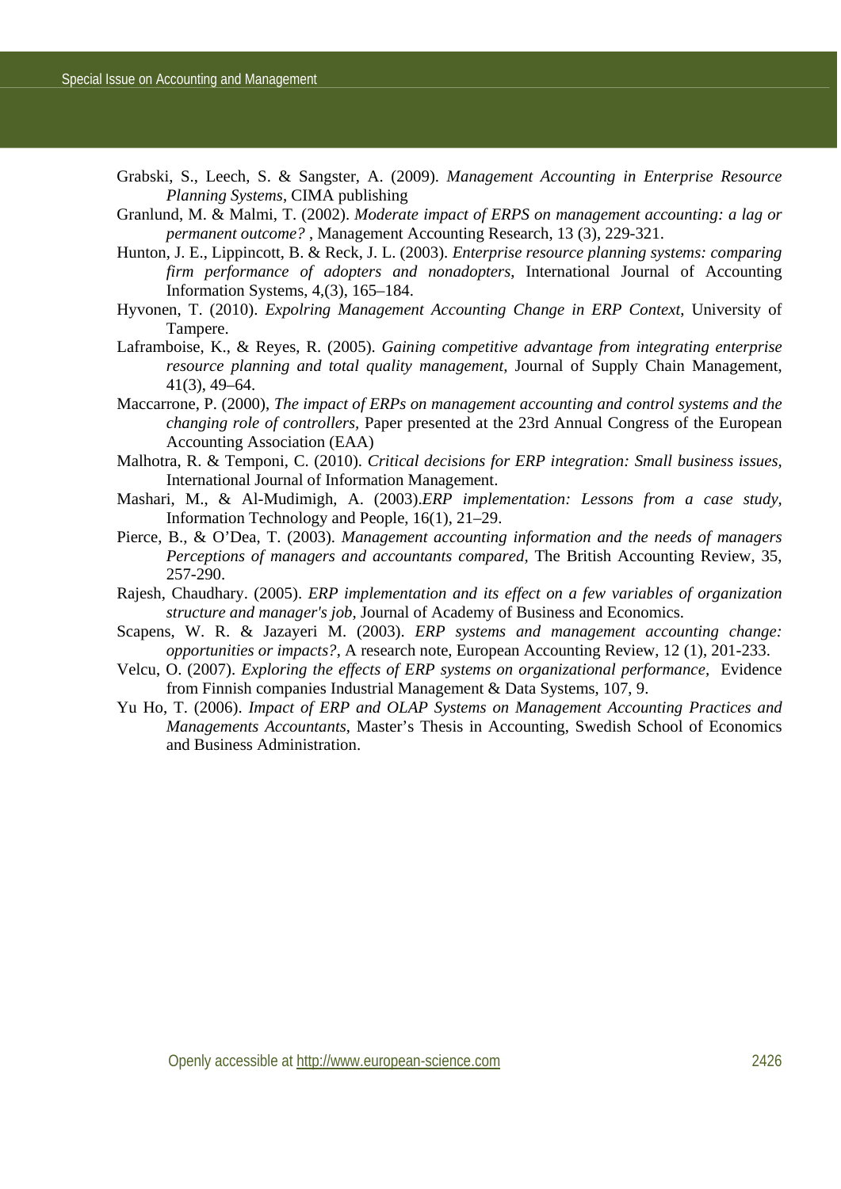Grabski, S., Leech, S. & Sangster, A. (2009). *Management Accounting in Enterprise Resource Planning Systems*, CIMA publishing

Granlund, M. & Malmi, T. (2002). *Moderate impact of ERPS on management accounting: a lag or permanent outcome?* , Management Accounting Research, 13 (3), 229-321.

Hunton, J. E., Lippincott, B. & Reck, J. L. (2003). *Enterprise resource planning systems: comparing firm performance of adopters and nonadopters*, International Journal of Accounting Information Systems, 4,(3), 165–184.

Hyvonen, T. (2010). *Expolring Management Accounting Change in ERP Context*, University of Tampere.

Laframboise, K., & Reyes, R. (2005). *Gaining competitive advantage from integrating enterprise resource planning and total quality management,* Journal of Supply Chain Management, 41(3), 49–64.

Maccarrone, P. (2000), *The impact of ERPs on management accounting and control systems and the changing role of controllers*, Paper presented at the 23rd Annual Congress of the European Accounting Association (EAA)

Malhotra, R. & Temponi, C. (2010). *Critical decisions for ERP integration: Small business issues*, International Journal of Information Management.

Mashari, M., & Al-Mudimigh, A. (2003).*ERP implementation: Lessons from a case study*, Information Technology and People, 16(1), 21–29.

Pierce, B., & O'Dea, T. (2003). *Management accounting information and the needs of managers Perceptions of managers and accountants compared*, The British Accounting Review, 35, 257-290.

Rajesh, Chaudhary. (2005). *ERP implementation and its effect on a few variables of organization structure and manager's job*, Journal of Academy of Business and Economics.

Scapens, W. R. & Jazayeri M. (2003). *ERP systems and management accounting change: opportunities or impacts?*, A research note, European Accounting Review, 12 (1), 201-233.

Velcu, O. (2007). *Exploring the effects of ERP systems on organizational performance,* Evidence from Finnish companies Industrial Management & Data Systems, 107, 9.

Yu Ho, T. (2006). *Impact of ERP and OLAP Systems on Management Accounting Practices and Managements Accountants*, Master's Thesis in Accounting, Swedish School of Economics and Business Administration.